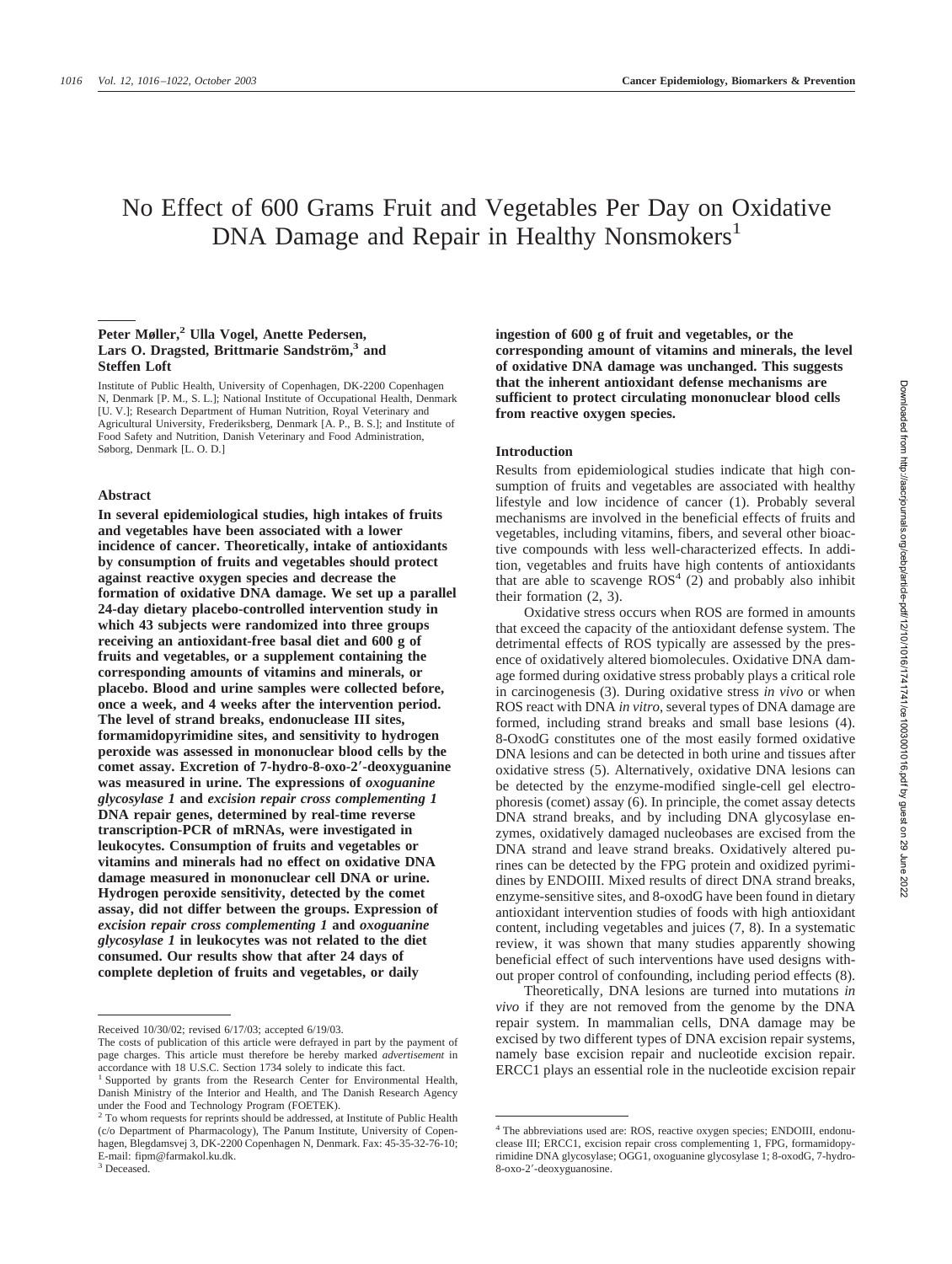# No Effect of 600 Grams Fruit and Vegetables Per Day on Oxidative DNA Damage and Repair in Healthy Nonsmokers[1]

**Peter Møller,[2] Ulla Vogel, Anette Pedersen, Lars O. Dragsted, Brittmarie Sandström,[3] and Steffen Loft**

Institute of Public Health, University of Copenhagen, DK-2200 Copenhagen N, Denmark [P. M., S. L.]; National Institute of Occupational Health, Denmark [U. V.]; Research Department of Human Nutrition, Royal Veterinary and Agricultural University, Frederiksberg, Denmark [A. P., B. S.]; and Institute of Food Safety and Nutrition, Danish Veterinary and Food Administration, Søborg, Denmark [L. O. D.]

## Abstract

**In several epidemiological studies, high intakes of fruits and vegetables have been associated with a lower incidence of cancer. Theoretically, intake of antioxidants by consumption of fruits and vegetables should protect against reactive oxygen species and decrease the formation of oxidative DNA damage. We set up a parallel 24-day dietary placebo-controlled intervention study in which 43 subjects were randomized into three groups receiving an antioxidant-free basal diet and 600 g of fruits and vegetables, or a supplement containing the corresponding amounts of vitamins and minerals, or placebo. Blood and urine samples were collected before, once a week, and 4 weeks after the intervention period. The level of strand breaks, endonuclease III sites, formamidopyrimidine sites, and sensitivity to hydrogen peroxide was assessed in mononuclear blood cells by the comet assay. Excretion of 7-hydro-8-oxo-2′-deoxyguanine was measured in urine. The expressions of *oxoguanine glycosylase 1* and *excision repair cross complementing 1* DNA repair genes, determined by real-time reverse transcription-PCR of mRNAs, were investigated in leukocytes. Consumption of fruits and vegetables or vitamins and minerals had no effect on oxidative DNA damage measured in mononuclear cell DNA or urine. Hydrogen peroxide sensitivity, detected by the comet assay, did not differ between the groups. Expression of *excision repair cross complementing 1* and *oxoguanine glycosylase 1* in leukocytes was not related to the diet consumed. Our results show that after 24 days of complete depletion of fruits and vegetables, or daily ingestion of 600 g of fruit and vegetables, or the corresponding amount of vitamins and minerals, the level of oxidative DNA damage was unchanged. This suggests that the inherent antioxidant defense mechanisms are sufficient to protect circulating mononuclear blood cells from reactive oxygen species.**

## Introduction

Results from epidemiological studies indicate that high consumption of fruits and vegetables are associated with healthy lifestyle and low incidence of cancer (1). Probably several mechanisms are involved in the beneficial effects of fruits and vegetables, including vitamins, fibers, and several other bioactive compounds with less well-characterized effects. In addition, vegetables and fruits have high contents of antioxidants that are able to scavenge ROS[4] (2) and probably also inhibit their formation (2, 3).

Oxidative stress occurs when ROS are formed in amounts that exceed the capacity of the antioxidant defense system. The detrimental effects of ROS typically are assessed by the presence of oxidatively altered biomolecules. Oxidative DNA damage formed during oxidative stress probably plays a critical role in carcinogenesis (3). During oxidative stress *in vivo* or when ROS react with DNA *in vitro*, several types of DNA damage are formed, including strand breaks and small base lesions (4). 8-OxodG constitutes one of the most easily formed oxidative DNA lesions and can be detected in both urine and tissues after oxidative stress (5). Alternatively, oxidative DNA lesions can be detected by the enzyme-modified single-cell gel electrophoresis (comet) assay (6). In principle, the comet assay detects DNA strand breaks, and by including DNA glycosylase enzymes, oxidatively damaged nucleobases are excised from the DNA strand and leave strand breaks. Oxidatively altered purines can be detected by the FPG protein and oxidized pyrimidines by ENDOIII. Mixed results of direct DNA strand breaks, enzyme-sensitive sites, and 8-oxodG have been found in dietary antioxidant intervention studies of foods with high antioxidant content, including vegetables and juices (7, 8). In a systematic review, it was shown that many studies apparently showing beneficial effect of such interventions have used designs without proper control of confounding, including period effects (8).

Theoretically, DNA lesions are turned into mutations *in vivo* if they are not removed from the genome by the DNA repair system. In mammalian cells, DNA damage may be excised by two different types of DNA excision repair systems, namely base excision repair and nucleotide excision repair. ERCC1 plays an essential role in the nucleotide excision repair

---

Received 10/30/02; revised 6/17/03; accepted 6/19/03.

The costs of publication of this article were defrayed in part by the payment of page charges. This article must therefore be hereby marked *advertisement* in accordance with 18 U.S.C. Section 1734 solely to indicate this fact.

[1] Supported by grants from the Research Center for Environmental Health, Danish Ministry of the Interior and Health, and The Danish Research Agency under the Food and Technology Program (FOETEK).

[2] To whom requests for reprints should be addressed, at Institute of Public Health (c/o Department of Pharmacology), The Panum Institute, University of Copenhagen, Blegdamsvej 3, DK-2200 Copenhagen N, Denmark. Fax: 45-35-32-76-10; E-mail: fipm@farmakol.ku.dk.

[3] Deceased.

[4] The abbreviations used are: ROS, reactive oxygen species; ENDOIII, endonuclease III; ERCC1, excision repair cross complementing 1, FPG, formamidopyrimidine DNA glycosylase; OGG1, oxoguanine glycosylase 1; 8-oxodG, 7-hydro-8-oxo-2′-deoxyguanosine.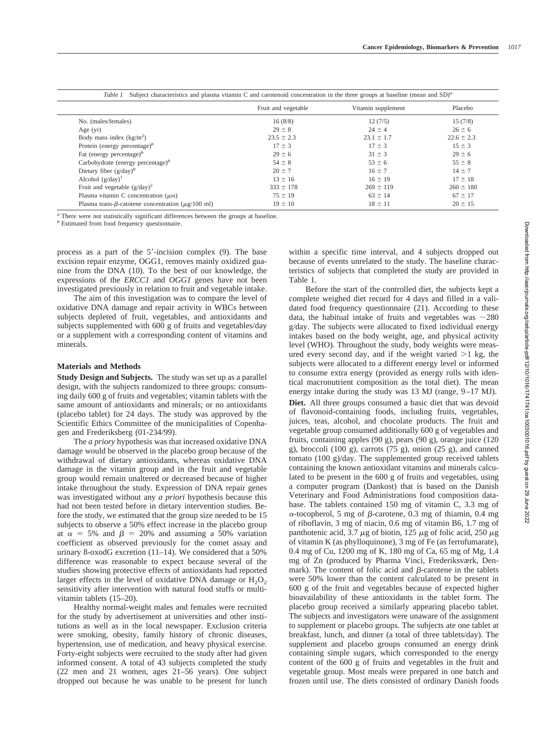*Table 1* Subject characteristics and plasma vitamin C and carotenoid concentration in the three groups at baseline (mean and SD)[a]

| | Fruit and vegetable | Vitamin supplement | Placebo |
|---|---|---|---|
| No. (males/females) | 16 (8/8) | 12 (7/5) | 15 (7/8) |
| Age (yr) | 29 ± 8 | 24 ± 4 | 26 ± 6 |
| Body mass index ($kg/m^2$) | 23.5 ± 2.3 | 23.1 ± 1.7 | 22.6 ± 2.3 |
| Protein (energy percentage)[b] | 17 ± 3 | 17 ± 3 | 15 ± 3 |
| Fat (energy percentage)[b] | 29 ± 6 | 31 ± 3 | 29 ± 6 |
| Carbohydrate (energy percentage)[b] | 54 ± 8 | 53 ± 6 | 55 ± 8 |
| Dietary fiber (g/day)[b] | 20 ± 7 | 16 ± 7 | 14 ± 7 |
| Alcohol (g/day)[1] | 13 ± 16 | 16 ± 19 | 17 ± 18 |
| Fruit and vegetable (g/day)[2] | 333 ± 178 | 269 ± 119 | 260 ± 180 |
| Plasma vitamin C concentration (μM) | 75 ± 19 | 63 ± 14 | 67 ± 17 |
| Plasma trans-β-catotene concentration (μg/100 ml) | 19 ± 10 | 18 ± 11 | 20 ± 15 |

[a] There were not statistically significant differences between the groups at baseline.
[b] Estimated from food frequency questionnaire.

process as a part of the 5′-incision complex (9). The base excision repair enzyme, OGG1, removes mainly oxidized guanine from the DNA (10). To the best of our knowledge, the expressions of the *ERCC1* and *OGG1* genes have not been investigated previously in relation to fruit and vegetable intake.

The aim of this investigation was to compare the level of oxidative DNA damage and repair activity in WBCs between subjects depleted of fruit, vegetables, and antioxidants and subjects supplemented with 600 g of fruits and vegetables/day or a supplement with a corresponding content of vitamins and minerals.

## Materials and Methods

**Study Design and Subjects.** The study was set up as a parallel design, with the subjects randomized to three groups: consuming daily 600 g of fruits and vegetables; vitamin tablets with the same amount of antioxidants and minerals; or no antioxidants (placebo tablet) for 24 days. The study was approved by the Scientific Ethics Committee of the municipalities of Copenhagen and Frederiksberg (01-234/99).

The *a priory* hypothesis was that increased oxidative DNA damage would be observed in the placebo group because of the withdrawal of dietary antioxidants, whereas oxidative DNA damage in the vitamin group and in the fruit and vegetable group would remain unaltered or decreased because of higher intake throughout the study. Expression of DNA repair genes was investigated without any *a priori* hypothesis because this had not been tested before in dietary intervention studies. Before the study, we estimated that the group size needed to be 15 subjects to observe a 50% effect increase in the placebo group at $\alpha = 5\%$ and $\beta = 20\%$ and assuming a 50% variation coefficient as observed previously for the comet assay and urinary 8-oxodG excretion (11–14). We considered that a 50% difference was reasonable to expect because several of the studies showing protective effects of antioxidants had reported larger effects in the level of oxidative DNA damage or $H_2O_2$ sensitivity after intervention with natural food stuffs or multivitamin tablets (15–20).

Healthy normal-weight males and females were recruited for the study by advertisement at universities and other institutions as well as in the local newspaper. Exclusion criteria were smoking, obesity, family history of chronic diseases, hypertension, use of medication, and heavy physical exercise. Forty-eight subjects were recruited to the study after had given informed consent. A total of 43 subjects completed the study (22 men and 21 women, ages 21–56 years). One subject dropped out because he was unable to be present for lunch within a specific time interval, and 4 subjects dropped out because of events unrelated to the study. The baseline characteristics of subjects that completed the study are provided in Table 1.

Before the start of the controlled diet, the subjects kept a complete weighed diet record for 4 days and filled in a validated food frequency questionnaire (21). According to these data, the habitual intake of fruits and vegetables was ~280 g/day. The subjects were allocated to fixed individual energy intakes based on the body weight, age, and physical activity level (WHO). Throughout the study, body weights were measured every second day, and if the weight varied >1 kg, the subjects were allocated to a different energy level or informed to consume extra energy (provided as energy rolls with identical macronutrient composition as the total diet). The mean energy intake during the study was 13 MJ (range, 9–17 MJ).

**Diet.** All three groups consumed a basic diet that was devoid of flavonoid-containing foods, including fruits, vegetables, juices, teas, alcohol, and chocolate products. The fruit and vegetable group consumed additionally 600 g of vegetables and fruits, containing apples (90 g), pears (90 g), orange juice (120 g), broccoli (100 g), carrots (75 g), onion (25 g), and canned tomato (100 g)/day. The supplemented group received tablets containing the known antioxidant vitamins and minerals calculated to be present in the 600 g of fruits and vegetables, using a computer program (Dankost) that is based on the Danish Veterinary and Food Administrations food composition database. The tablets contained 150 mg of vitamin C, 3.3 mg of α-tocopherol, 5 mg of β-carotene, 0.3 mg of thiamin, 0.4 mg of riboflavin, 3 mg of niacin, 0.6 mg of vitamin B6, 1.7 mg of panthotenic acid, 3.7 μg of biotin, 125 μg of folic acid, 250 μg of vitamin K (as phylloquinone), 3 mg of Fe (as ferrofumarate), 0.4 mg of Cu, 1200 mg of K, 180 mg of Ca, 65 mg of Mg, 1.4 mg of Zn (produced by Pharma Vinci, Frederiksværk, Denmark). The content of folic acid and β-carotene in the tablets were 50% lower than the content calculated to be present in 600 g of the fruit and vegetables because of expected higher bioavailability of these antioxidants in the tablet form. The placebo group received a similarly appearing placebo tablet. The subjects and investigators were unaware of the assignment to supplement or placebo groups. The subjects ate one tablet at breakfast, lunch, and dinner (a total of three tablets/day). The supplement and placebo groups consumed an energy drink containing simple sugars, which corresponded to the energy content of the 600 g of fruits and vegetables in the fruit and vegetable group. Most meals were prepared in one batch and frozen until use. The diets consisted of ordinary Danish foods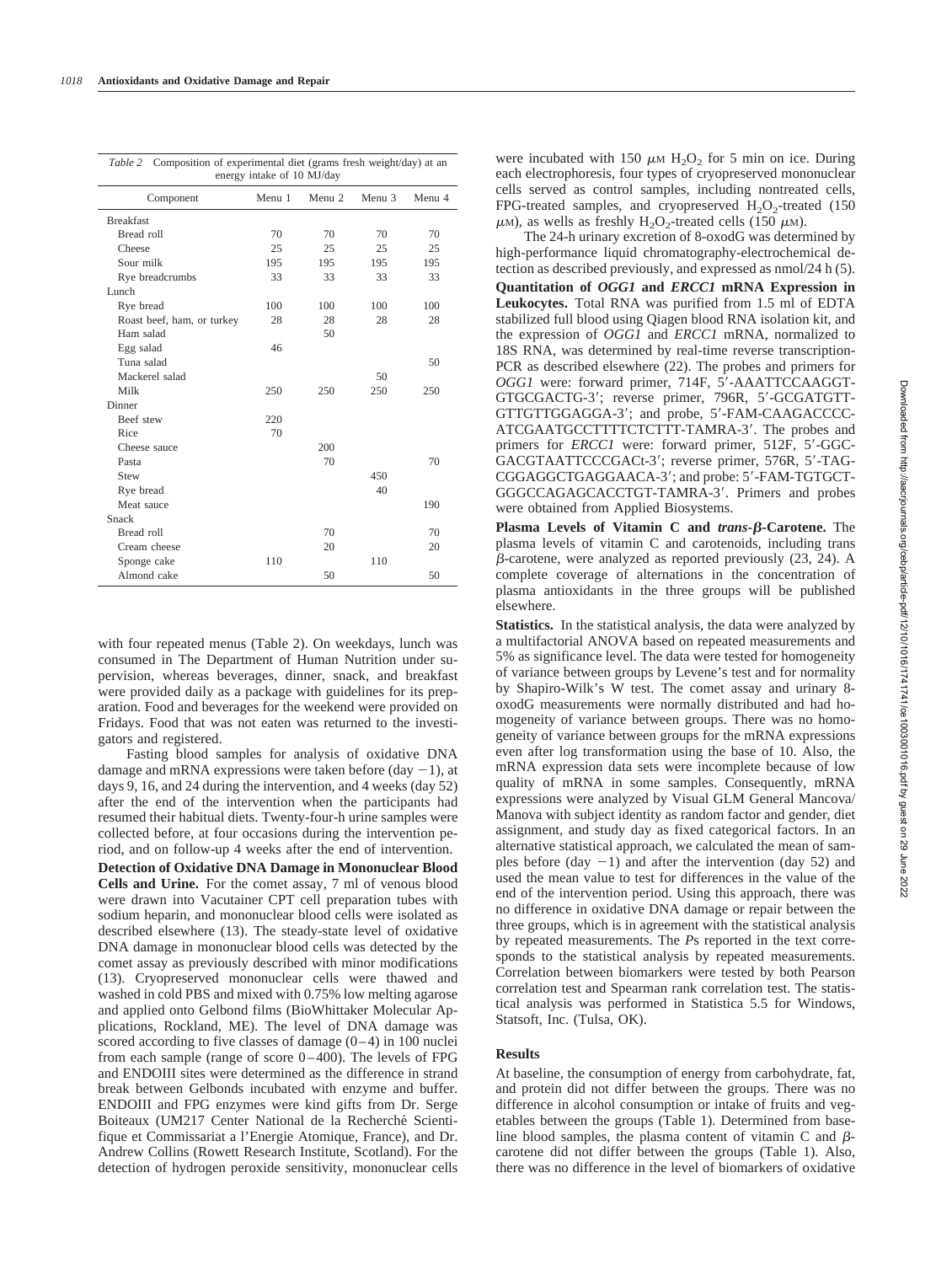*Table 2* Composition of experimental diet (grams fresh weight/day) at an energy intake of 10 MJ/day

| Component | Menu 1 | Menu 2 | Menu 3 | Menu 4 |
|---|---|---|---|---|
| Breakfast | | | | |
| Bread roll | 70 | 70 | 70 | 70 |
| Cheese | 25 | 25 | 25 | 25 |
| Sour milk | 195 | 195 | 195 | 195 |
| Rye breadcrumbs | 33 | 33 | 33 | 33 |
| Lunch | | | | |
| Rye bread | 100 | 100 | 100 | 100 |
| Roast beef, ham, or turkey | 28 | 28 | 28 | 28 |
| Ham salad | | 50 | | |
| Egg salad | 46 | | | |
| Tuna salad | | | | 50 |
| Mackerel salad | | | 50 | |
| Milk | 250 | 250 | 250 | 250 |
| Dinner | | | | |
| Beef stew | 220 | | | |
| Rice | 70 | | | |
| Cheese sauce | | 200 | | |
| Pasta | | 70 | | 70 |
| Stew | | | 450 | |
| Rye bread | | | 40 | |
| Meat sauce | | | | 190 |
| Snack | | | | |
| Bread roll | | 70 | | 70 |
| Cream cheese | | 20 | | 20 |
| Sponge cake | 110 | | 110 | |
| Almond cake | | 50 | | 50 |

with four repeated menus (Table 2). On weekdays, lunch was consumed in The Department of Human Nutrition under supervision, whereas beverages, dinner, snack, and breakfast were provided daily as a package with guidelines for its preparation. Food and beverages for the weekend were provided on Fridays. Food that was not eaten was returned to the investigators and registered.

Fasting blood samples for analysis of oxidative DNA damage and mRNA expressions were taken before (day −1), at days 9, 16, and 24 during the intervention, and 4 weeks (day 52) after the end of the intervention when the participants had resumed their habitual diets. Twenty-four-h urine samples were collected before, at four occasions during the intervention period, and on follow-up 4 weeks after the end of intervention.

**Detection of Oxidative DNA Damage in Mononuclear Blood Cells and Urine.** For the comet assay, 7 ml of venous blood were drawn into Vacutainer CPT cell preparation tubes with sodium heparin, and mononuclear blood cells were isolated as described elsewhere (13). The steady-state level of oxidative DNA damage in mononuclear blood cells was detected by the comet assay as previously described with minor modifications (13). Cryopreserved mononuclear cells were thawed and washed in cold PBS and mixed with 0.75% low melting agarose and applied onto Gelbond films (BioWhittaker Molecular Applications, Rockland, ME). The level of DNA damage was scored according to five classes of damage (0–4) in 100 nuclei from each sample (range of score 0–400). The levels of FPG and ENDOIII sites were determined as the difference in strand break between Gelbonds incubated with enzyme and buffer. ENDOIII and FPG enzymes were kind gifts from Dr. Serge Boiteaux (UM217 Center National de la Recherché Scientifique et Commissariat a l'Energie Atomique, France), and Dr. Andrew Collins (Rowett Research Institute, Scotland). For the detection of hydrogen peroxide sensitivity, mononuclear cells were incubated with 150 $\mu$M $H_2O_2$ for 5 min on ice. During each electrophoresis, four types of cryopreserved mononuclear cells served as control samples, including nontreated cells, FPG-treated samples, and cryopreserved $H_2O_2$-treated (150 $\mu$M), as wells as freshly $H_2O_2$-treated cells (150 $\mu$M).

The 24-h urinary excretion of 8-oxodG was determined by high-performance liquid chromatography-electrochemical detection as described previously, and expressed as nmol/24 h (5).

**Quantitation of *OGG1* and *ERCC1* mRNA Expression in Leukocytes.** Total RNA was purified from 1.5 ml of EDTA stabilized full blood using Qiagen blood RNA isolation kit, and the expression of *OGG1* and *ERCC1* mRNA, normalized to 18S RNA, was determined by real-time reverse transcription-PCR as described elsewhere (22). The probes and primers for *OGG1* were: forward primer, 714F, 5′-AAATTCCAAGGT-GTGCGACTG-3′; reverse primer, 796R, 5′-GCGATGTT-GTTGTTGGAGGA-3′; and probe, 5′-FAM-CAAGACCCC-ATCGAATGCCTTTTCTCTTT-TAMRA-3′. The probes and primers for *ERCC1* were: forward primer, 512F, 5′-GGC-GACGTAATTCCCGACt-3′; reverse primer, 576R, 5′-TAG-CGGAGGCTGAGGAACA-3′; and probe: 5′-FAM-TGTGCT-GGGCCAGAGCACCTGT-TAMRA-3′. Primers and probes were obtained from Applied Biosystems.

**Plasma Levels of Vitamin C and *trans*-β-Carotene.** The plasma levels of vitamin C and carotenoids, including trans β-carotene, were analyzed as reported previously (23, 24). A complete coverage of alternations in the concentration of plasma antioxidants in the three groups will be published elsewhere.

**Statistics.** In the statistical analysis, the data were analyzed by a multifactorial ANOVA based on repeated measurements and 5% as significance level. The data were tested for homogeneity of variance between groups by Levene's test and for normality by Shapiro-Wilk's W test. The comet assay and urinary 8-oxodG measurements were normally distributed and had homogeneity of variance between groups. There was no homogeneity of variance between groups for the mRNA expressions even after log transformation using the base of 10. Also, the mRNA expression data sets were incomplete because of low quality of mRNA in some samples. Consequently, mRNA expressions were analyzed by Visual GLM General Mancova/Manova with subject identity as random factor and gender, diet assignment, and study day as fixed categorical factors. In an alternative statistical approach, we calculated the mean of samples before (day −1) and after the intervention (day 52) and used the mean value to test for differences in the value of the end of the intervention period. Using this approach, there was no difference in oxidative DNA damage or repair between the three groups, which is in agreement with the statistical analysis by repeated measurements. The *P*s reported in the text corresponds to the statistical analysis by repeated measurements. Correlation between biomarkers were tested by both Pearson correlation test and Spearman rank correlation test. The statistical analysis was performed in Statistica 5.5 for Windows, Statsoft, Inc. (Tulsa, OK).

## Results

At baseline, the consumption of energy from carbohydrate, fat, and protein did not differ between the groups. There was no difference in alcohol consumption or intake of fruits and vegetables between the groups (Table 1). Determined from baseline blood samples, the plasma content of vitamin C and β-carotene did not differ between the groups (Table 1). Also, there was no difference in the level of biomarkers of oxidative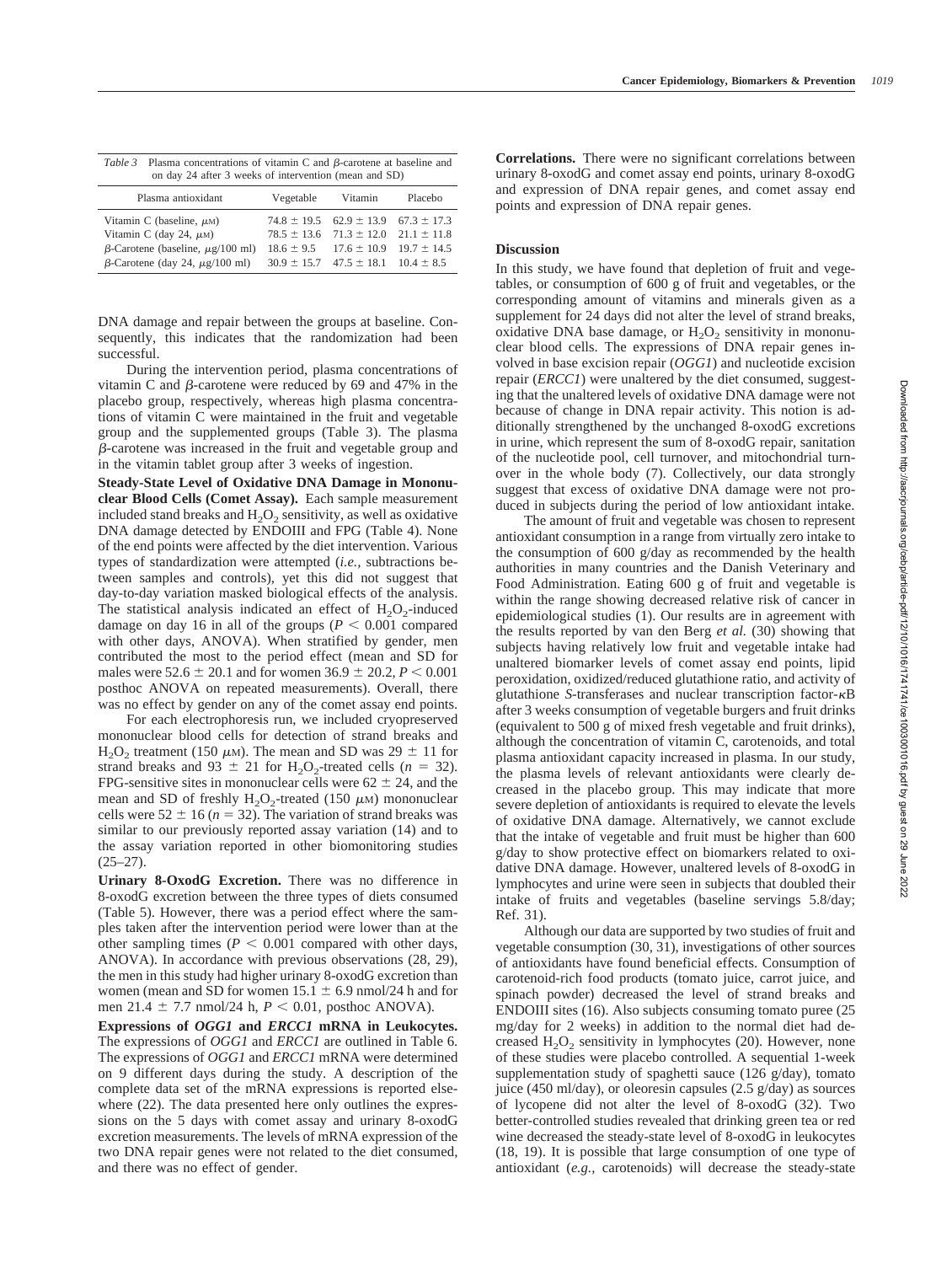*Table 3* Plasma concentrations of vitamin C and β-carotene at baseline and on day 24 after 3 weeks of intervention (mean and SD)

| Plasma antioxidant | Vegetable | Vitamin | Placebo |
|---|---|---|---|
| Vitamin C (baseline, μM) | 74.8 ± 19.5 | 62.9 ± 13.9 | 67.3 ± 17.3 |
| Vitamin C (day 24, μM) | 78.5 ± 13.6 | 71.3 ± 12.0 | 21.1 ± 11.8 |
| β-Carotene (baseline, μg/100 ml) | 18.6 ± 9.5 | 17.6 ± 10.9 | 19.7 ± 14.5 |
| β-Carotene (day 24, μg/100 ml) | 30.9 ± 15.7 | 47.5 ± 18.1 | 10.4 ± 8.5 |

DNA damage and repair between the groups at baseline. Consequently, this indicates that the randomization had been successful.

During the intervention period, plasma concentrations of vitamin C and β-carotene were reduced by 69 and 47% in the placebo group, respectively, whereas high plasma concentrations of vitamin C were maintained in the fruit and vegetable group and the supplemented groups (Table 3). The plasma β-carotene was increased in the fruit and vegetable group and in the vitamin tablet group after 3 weeks of ingestion.

**Steady-State Level of Oxidative DNA Damage in Mononuclear Blood Cells (Comet Assay).** Each sample measurement included stand breaks and $H_2O_2$ sensitivity, as well as oxidative DNA damage detected by ENDOIII and FPG (Table 4). None of the end points were affected by the diet intervention. Various types of standardization were attempted (*i.e.,* subtractions between samples and controls), yet this did not suggest that day-to-day variation masked biological effects of the analysis. The statistical analysis indicated an effect of $H_2O_2$-induced damage on day 16 in all of the groups ($P < 0.001$ compared with other days, ANOVA). When stratified by gender, men contributed the most to the period effect (mean and SD for males were 52.6 ± 20.1 and for women 36.9 ± 20.2, $P < 0.001$ posthoc ANOVA on repeated measurements). Overall, there was no effect by gender on any of the comet assay end points.

For each electrophoresis run, we included cryopreserved mononuclear blood cells for detection of strand breaks and $H_2O_2$ treatment (150 μM). The mean and SD was 29 ± 11 for strand breaks and 93 ± 21 for $H_2O_2$-treated cells ($n = 32$). FPG-sensitive sites in mononuclear cells were 62 ± 24, and the mean and SD of freshly $H_2O_2$-treated (150 μM) mononuclear cells were 52 ± 16 ($n = 32$). The variation of strand breaks was similar to our previously reported assay variation (14) and to the assay variation reported in other biomonitoring studies (25–27).

**Urinary 8-OxodG Excretion.** There was no difference in 8-oxodG excretion between the three types of diets consumed (Table 5). However, there was a period effect where the samples taken after the intervention period were lower than at the other sampling times ($P < 0.001$ compared with other days, ANOVA). In accordance with previous observations (28, 29), the men in this study had higher urinary 8-oxodG excretion than women (mean and SD for women 15.1 ± 6.9 nmol/24 h and for men 21.4 ± 7.7 nmol/24 h, $P < 0.01$, posthoc ANOVA).

**Expressions of *OGG1* and *ERCC1* mRNA in Leukocytes.** The expressions of *OGG1* and *ERCC1* are outlined in Table 6. The expressions of *OGG1* and *ERCC1* mRNA were determined on 9 different days during the study. A description of the complete data set of the mRNA expressions is reported elsewhere (22). The data presented here only outlines the expressions on the 5 days with comet assay and urinary 8-oxodG excretion measurements. The levels of mRNA expression of the two DNA repair genes were not related to the diet consumed, and there was no effect of gender.

**Correlations.** There were no significant correlations between urinary 8-oxodG and comet assay end points, urinary 8-oxodG and expression of DNA repair genes, and comet assay end points and expression of DNA repair genes.

## Discussion

In this study, we have found that depletion of fruit and vegetables, or consumption of 600 g of fruit and vegetables, or the corresponding amount of vitamins and minerals given as a supplement for 24 days did not alter the level of strand breaks, oxidative DNA base damage, or $H_2O_2$ sensitivity in mononuclear blood cells. The expressions of DNA repair genes involved in base excision repair (*OGG1*) and nucleotide excision repair (*ERCC1*) were unaltered by the diet consumed, suggesting that the unaltered levels of oxidative DNA damage were not because of change in DNA repair activity. This notion is additionally strengthened by the unchanged 8-oxodG excretions in urine, which represent the sum of 8-oxodG repair, sanitation of the nucleotide pool, cell turnover, and mitochondrial turnover in the whole body (7). Collectively, our data strongly suggest that excess of oxidative DNA damage were not produced in subjects during the period of low antioxidant intake.

The amount of fruit and vegetable was chosen to represent antioxidant consumption in a range from virtually zero intake to the consumption of 600 g/day as recommended by the health authorities in many countries and the Danish Veterinary and Food Administration. Eating 600 g of fruit and vegetable is within the range showing decreased relative risk of cancer in epidemiological studies (1). Our results are in agreement with the results reported by van den Berg *et al.* (30) showing that subjects having relatively low fruit and vegetable intake had unaltered biomarker levels of comet assay end points, lipid peroxidation, oxidized/reduced glutathione ratio, and activity of glutathione *S*-transferases and nuclear transcription factor-κB after 3 weeks consumption of vegetable burgers and fruit drinks (equivalent to 500 g of mixed fresh vegetable and fruit drinks), although the concentration of vitamin C, carotenoids, and total plasma antioxidant capacity increased in plasma. In our study, the plasma levels of relevant antioxidants were clearly decreased in the placebo group. This may indicate that more severe depletion of antioxidants is required to elevate the levels of oxidative DNA damage. Alternatively, we cannot exclude that the intake of vegetable and fruit must be higher than 600 g/day to show protective effect on biomarkers related to oxidative DNA damage. However, unaltered levels of 8-oxodG in lymphocytes and urine were seen in subjects that doubled their intake of fruits and vegetables (baseline servings 5.8/day; Ref. 31).

Although our data are supported by two studies of fruit and vegetable consumption (30, 31), investigations of other sources of antioxidants have found beneficial effects. Consumption of carotenoid-rich food products (tomato juice, carrot juice, and spinach powder) decreased the level of strand breaks and ENDOIII sites (16). Also subjects consuming tomato puree (25 mg/day for 2 weeks) in addition to the normal diet had decreased $H_2O_2$ sensitivity in lymphocytes (20). However, none of these studies were placebo controlled. A sequential 1-week supplementation study of spaghetti sauce (126 g/day), tomato juice (450 ml/day), or oleoresin capsules (2.5 g/day) as sources of lycopene did not alter the level of 8-oxodG (32). Two better-controlled studies revealed that drinking green tea or red wine decreased the steady-state level of 8-oxodG in leukocytes (18, 19). It is possible that large consumption of one type of antioxidant (*e.g.,* carotenoids) will decrease the steady-state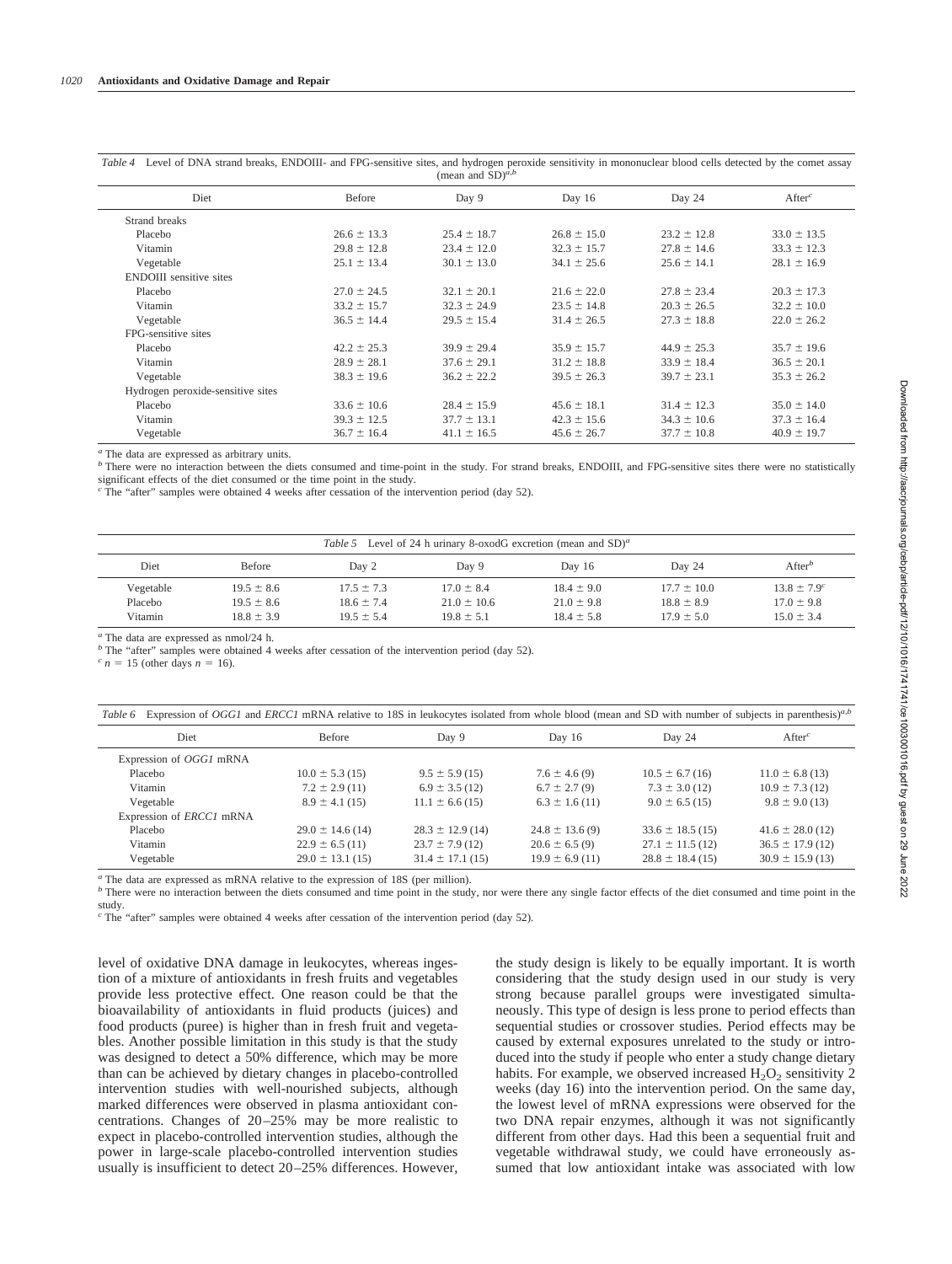*Table 4* Level of DNA strand breaks, ENDOIII- and FPG-sensitive sites, and hydrogen peroxide sensitivity in mononuclear blood cells detected by the comet assay (mean and SD)[a,b]

| Diet | Before | Day 9 | Day 16 | Day 24 | After[c] |
|---|---|---|---|---|---|
| Strand breaks | | | | | |
| Placebo | 26.6 ± 13.3 | 25.4 ± 18.7 | 26.8 ± 15.0 | 23.2 ± 12.8 | 33.0 ± 13.5 |
| Vitamin | 29.8 ± 12.8 | 23.4 ± 12.0 | 32.3 ± 15.7 | 27.8 ± 14.6 | 33.3 ± 12.3 |
| Vegetable | 25.1 ± 13.4 | 30.1 ± 13.0 | 34.1 ± 25.6 | 25.6 ± 14.1 | 28.1 ± 16.9 |
| ENDOIII sensitive sites | | | | | |
| Placebo | 27.0 ± 24.5 | 32.1 ± 20.1 | 21.6 ± 22.0 | 27.8 ± 23.4 | 20.3 ± 17.3 |
| Vitamin | 33.2 ± 15.7 | 32.3 ± 24.9 | 23.5 ± 14.8 | 20.3 ± 26.5 | 32.2 ± 10.0 |
| Vegetable | 36.5 ± 14.4 | 29.5 ± 15.4 | 31.4 ± 26.5 | 27.3 ± 18.8 | 22.0 ± 26.2 |
| FPG-sensitive sites | | | | | |
| Placebo | 42.2 ± 25.3 | 39.9 ± 29.4 | 35.9 ± 15.7 | 44.9 ± 25.3 | 35.7 ± 19.6 |
| Vitamin | 28.9 ± 28.1 | 37.6 ± 29.1 | 31.2 ± 18.8 | 33.9 ± 18.4 | 36.5 ± 20.1 |
| Vegetable | 38.3 ± 19.6 | 36.2 ± 22.2 | 39.5 ± 26.3 | 39.7 ± 23.1 | 35.3 ± 26.2 |
| Hydrogen peroxide-sensitive sites | | | | | |
| Placebo | 33.6 ± 10.6 | 28.4 ± 15.9 | 45.6 ± 18.1 | 31.4 ± 12.3 | 35.0 ± 14.0 |
| Vitamin | 39.3 ± 12.5 | 37.7 ± 13.1 | 42.3 ± 15.6 | 34.3 ± 10.6 | 37.3 ± 16.4 |
| Vegetable | 36.7 ± 16.4 | 41.1 ± 16.5 | 45.6 ± 26.7 | 37.7 ± 10.8 | 40.9 ± 19.7 |

[a] The data are expressed as arbitrary units.
[b] There were no interaction between the diets consumed and time-point in the study. For strand breaks, ENDOIII, and FPG-sensitive sites there were no statistically significant effects of the diet consumed or the time point in the study.
[c] The "after" samples were obtained 4 weeks after cessation of the intervention period (day 52).

*Table 5* Level of 24 h urinary 8-oxodG excretion (mean and SD)[a]

| Diet | Before | Day 2 | Day 9 | Day 16 | Day 24 | After[b] |
|---|---|---|---|---|---|---|
| Vegetable | 19.5 ± 8.6 | 17.5 ± 7.3 | 17.0 ± 8.4 | 18.4 ± 9.0 | 17.7 ± 10.0 | 13.8 ± 7.9[c] |
| Placebo | 19.5 ± 8.6 | 18.6 ± 7.4 | 21.0 ± 10.6 | 21.0 ± 9.8 | 18.8 ± 8.9 | 17.0 ± 9.8 |
| Vitamin | 18.8 ± 3.9 | 19.5 ± 5.4 | 19.8 ± 5.1 | 18.4 ± 5.8 | 17.9 ± 5.0 | 15.0 ± 3.4 |

[a] The data are expressed as nmol/24 h.
[b] The "after" samples were obtained 4 weeks after cessation of the intervention period (day 52).
[c] $n = 15$ (other days $n = 16$).

*Table 6* Expression of *OGG1* and *ERCC1* mRNA relative to 18S in leukocytes isolated from whole blood (mean and SD with number of subjects in parenthesis)[a,b]

| Diet | Before | Day 9 | Day 16 | Day 24 | After[c] |
|---|---|---|---|---|---|
| Expression of *OGG1* mRNA | | | | | |
| Placebo | 10.0 ± 5.3 (15) | 9.5 ± 5.9 (15) | 7.6 ± 4.6 (9) | 10.5 ± 6.7 (16) | 11.0 ± 6.8 (13) |
| Vitamin | 7.2 ± 2.9 (11) | 6.9 ± 3.5 (12) | 6.7 ± 2.7 (9) | 7.3 ± 3.0 (12) | 10.9 ± 7.3 (12) |
| Vegetable | 8.9 ± 4.1 (15) | 11.1 ± 6.6 (15) | 6.3 ± 1.6 (11) | 9.0 ± 6.5 (15) | 9.8 ± 9.0 (13) |
| Expression of *ERCC1* mRNA | | | | | |
| Placebo | 29.0 ± 14.6 (14) | 28.3 ± 12.9 (14) | 24.8 ± 13.6 (9) | 33.6 ± 18.5 (15) | 41.6 ± 28.0 (12) |
| Vitamin | 22.9 ± 6.5 (11) | 23.7 ± 7.9 (12) | 20.6 ± 6.5 (9) | 27.1 ± 11.5 (12) | 36.5 ± 17.9 (12) |
| Vegetable | 29.0 ± 13.1 (15) | 31.4 ± 17.1 (15) | 19.9 ± 6.9 (11) | 28.8 ± 18.4 (15) | 30.9 ± 15.9 (13) |

[a] The data are expressed as mRNA relative to the expression of 18S (per million).
[b] There were no interaction between the diets consumed and time point in the study, nor were there any single factor effects of the diet consumed and time point in the study.
[c] The "after" samples were obtained 4 weeks after cessation of the intervention period (day 52).

level of oxidative DNA damage in leukocytes, whereas ingestion of a mixture of antioxidants in fresh fruits and vegetables provide less protective effect. One reason could be that the bioavailability of antioxidants in fluid products (juices) and food products (puree) is higher than in fresh fruit and vegetables. Another possible limitation in this study is that the study was designed to detect a 50% difference, which may be more than can be achieved by dietary changes in placebo-controlled intervention studies with well-nourished subjects, although marked differences were observed in plasma antioxidant concentrations. Changes of 20–25% may be more realistic to expect in placebo-controlled intervention studies, although the power in large-scale placebo-controlled intervention studies usually is insufficient to detect 20–25% differences. However, the study design is likely to be equally important. It is worth considering that the study design used in our study is very strong because parallel groups were investigated simultaneously. This type of design is less prone to period effects than sequential studies or crossover studies. Period effects may be caused by external exposures unrelated to the study or introduced into the study if people who enter a study change dietary habits. For example, we observed increased $H_2O_2$ sensitivity 2 weeks (day 16) into the intervention period. On the same day, the lowest level of mRNA expressions were observed for the two DNA repair enzymes, although it was not significantly different from other days. Had this been a sequential fruit and vegetable withdrawal study, we could have erroneously assumed that low antioxidant intake was associated with low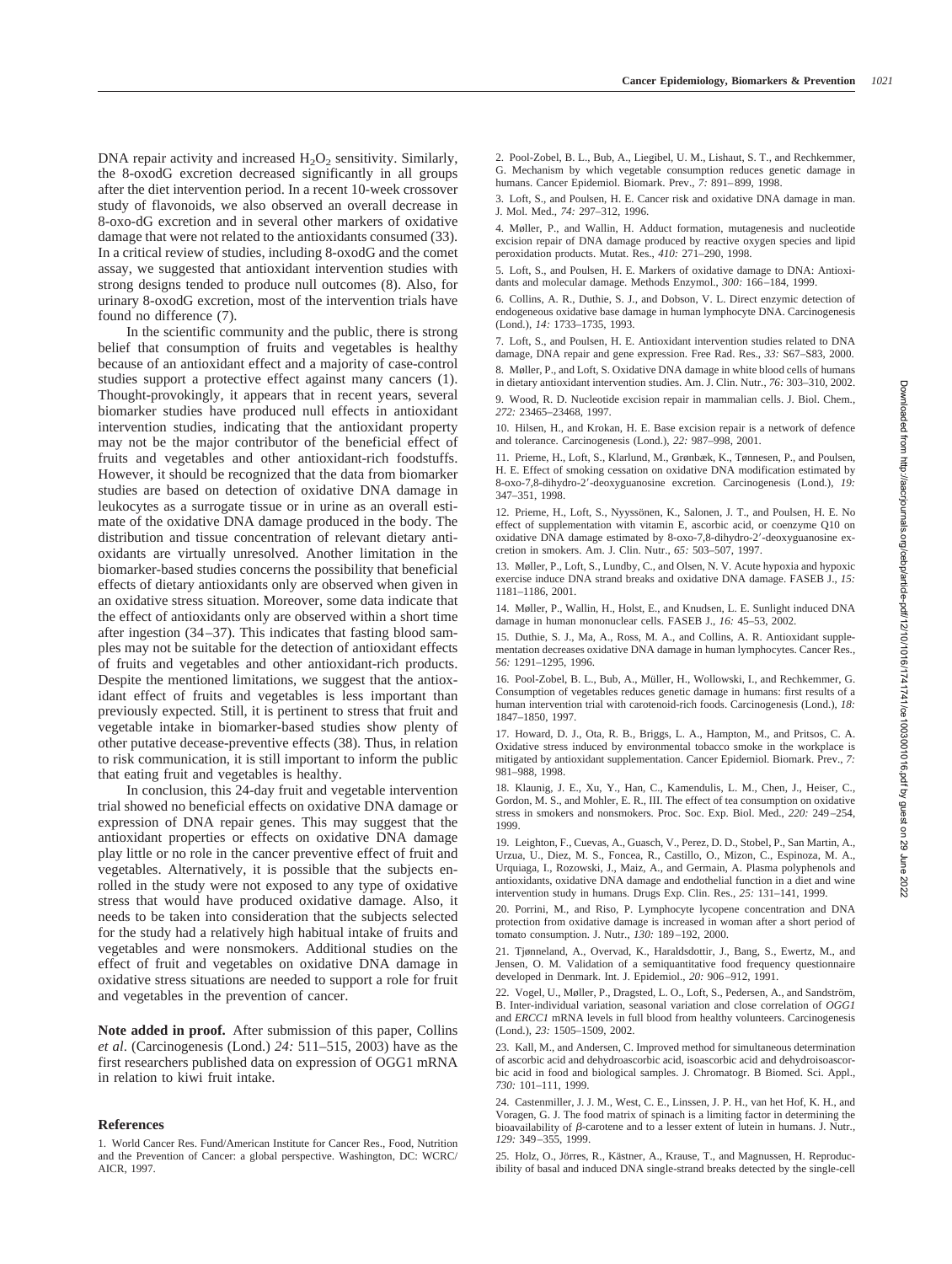DNA repair activity and increased $H_2O_2$ sensitivity. Similarly, the 8-oxodG excretion decreased significantly in all groups after the diet intervention period. In a recent 10-week crossover study of flavonoids, we also observed an overall decrease in 8-oxo-dG excretion and in several other markers of oxidative damage that were not related to the antioxidants consumed (33). In a critical review of studies, including 8-oxodG and the comet assay, we suggested that antioxidant intervention studies with strong designs tended to produce null outcomes (8). Also, for urinary 8-oxodG excretion, most of the intervention trials have found no difference (7).

In the scientific community and the public, there is strong belief that consumption of fruits and vegetables is healthy because of an antioxidant effect and a majority of case-control studies support a protective effect against many cancers (1). Thought-provokingly, it appears that in recent years, several biomarker studies have produced null effects in antioxidant intervention studies, indicating that the antioxidant property may not be the major contributor of the beneficial effect of fruits and vegetables and other antioxidant-rich foodstuffs. However, it should be recognized that the data from biomarker studies are based on detection of oxidative DNA damage in leukocytes as a surrogate tissue or in urine as an overall estimate of the oxidative DNA damage produced in the body. The distribution and tissue concentration of relevant dietary antioxidants are virtually unresolved. Another limitation in the biomarker-based studies concerns the possibility that beneficial effects of dietary antioxidants only are observed when given in an oxidative stress situation. Moreover, some data indicate that the effect of antioxidants only are observed within a short time after ingestion (34–37). This indicates that fasting blood samples may not be suitable for the detection of antioxidant effects of fruits and vegetables and other antioxidant-rich products. Despite the mentioned limitations, we suggest that the antioxidant effect of fruits and vegetables is less important than previously expected. Still, it is pertinent to stress that fruit and vegetable intake in biomarker-based studies show plenty of other putative decease-preventive effects (38). Thus, in relation to risk communication, it is still important to inform the public that eating fruit and vegetables is healthy.

In conclusion, this 24-day fruit and vegetable intervention trial showed no beneficial effects on oxidative DNA damage or expression of DNA repair genes. This may suggest that the antioxidant properties or effects on oxidative DNA damage play little or no role in the cancer preventive effect of fruit and vegetables. Alternatively, it is possible that the subjects enrolled in the study were not exposed to any type of oxidative stress that would have produced oxidative damage. Also, it needs to be taken into consideration that the subjects selected for the study had a relatively high habitual intake of fruits and vegetables and were nonsmokers. Additional studies on the effect of fruit and vegetables on oxidative DNA damage in oxidative stress situations are needed to support a role for fruit and vegetables in the prevention of cancer.

**Note added in proof.** After submission of this paper, Collins *et al*. (Carcinogenesis (Lond.) *24:* 511–515, 2003) have as the first researchers published data on expression of OGG1 mRNA in relation to kiwi fruit intake.

## References

1. World Cancer Res. Fund/American Institute for Cancer Res., Food, Nutrition and the Prevention of Cancer: a global perspective. Washington, DC: WCRC/AICR, 1997.

2. Pool-Zobel, B. L., Bub, A., Liegibel, U. M., Lishaut, S. T., and Rechkemmer, G. Mechanism by which vegetable consumption reduces genetic damage in humans. Cancer Epidemiol. Biomark. Prev., *7:* 891–899, 1998.

3. Loft, S., and Poulsen, H. E. Cancer risk and oxidative DNA damage in man. J. Mol. Med., *74:* 297–312, 1996.

4. Møller, P., and Wallin, H. Adduct formation, mutagenesis and nucleotide excision repair of DNA damage produced by reactive oxygen species and lipid peroxidation products. Mutat. Res., *410:* 271–290, 1998.

5. Loft, S., and Poulsen, H. E. Markers of oxidative damage to DNA: Antioxidants and molecular damage. Methods Enzymol., *300:* 166–184, 1999.

6. Collins, A. R., Duthie, S. J., and Dobson, V. L. Direct enzymic detection of endogeneous oxidative base damage in human lymphocyte DNA. Carcinogenesis (Lond.), *14:* 1733–1735, 1993.

7. Loft, S., and Poulsen, H. E. Antioxidant intervention studies related to DNA damage, DNA repair and gene expression. Free Rad. Res., *33:* S67–S83, 2000.

8. Møller, P., and Loft, S. Oxidative DNA damage in white blood cells of humans in dietary antioxidant intervention studies. Am. J. Clin. Nutr., *76:* 303–310, 2002.

9. Wood, R. D. Nucleotide excision repair in mammalian cells. J. Biol. Chem., *272:* 23465–23468, 1997.

10. Hilsen, H., and Krokan, H. E. Base excision repair is a network of defence and tolerance. Carcinogenesis (Lond.), *22:* 987–998, 2001.

11. Prieme, H., Loft, S., Klarlund, M., Grønbæk, K., Tønnesen, P., and Poulsen, H. E. Effect of smoking cessation on oxidative DNA modification estimated by 8-oxo-7,8-dihydro-2′-deoxyguanosine excretion. Carcinogenesis (Lond.), *19:* 347–351, 1998.

12. Prieme, H., Loft, S., Nyyssönen, K., Salonen, J. T., and Poulsen, H. E. No effect of supplementation with vitamin E, ascorbic acid, or coenzyme Q10 on oxidative DNA damage estimated by 8-oxo-7,8-dihydro-2′-deoxyguanosine excretion in smokers. Am. J. Clin. Nutr., *65:* 503–507, 1997.

13. Møller, P., Loft, S., Lundby, C., and Olsen, N. V. Acute hypoxia and hypoxic exercise induce DNA strand breaks and oxidative DNA damage. FASEB J., *15:* 1181–1186, 2001.

14. Møller, P., Wallin, H., Holst, E., and Knudsen, L. E. Sunlight induced DNA damage in human mononuclear cells. FASEB J., *16:* 45–53, 2002.

15. Duthie, S. J., Ma, A., Ross, M. A., and Collins, A. R. Antioxidant supplementation decreases oxidative DNA damage in human lymphocytes. Cancer Res., *56:* 1291–1295, 1996.

16. Pool-Zobel, B. L., Bub, A., Müller, H., Wollowski, I., and Rechkemmer, G. Consumption of vegetables reduces genetic damage in humans: first results of a human intervention trial with carotenoid-rich foods. Carcinogenesis (Lond.), *18:* 1847–1850, 1997.

17. Howard, D. J., Ota, R. B., Briggs, L. A., Hampton, M., and Pritsos, C. A. Oxidative stress induced by environmental tobacco smoke in the workplace is mitigated by antioxidant supplementation. Cancer Epidemiol. Biomark. Prev., *7:* 981–988, 1998.

18. Klaunig, J. E., Xu, Y., Han, C., Kamendulis, L. M., Chen, J., Heiser, C., Gordon, M. S., and Mohler, E. R., III. The effect of tea consumption on oxidative stress in smokers and nonsmokers. Proc. Soc. Exp. Biol. Med., *220:* 249–254, 1999.

19. Leighton, F., Cuevas, A., Guasch, V., Perez, D. D., Stobel, P., San Martin, A., Urzua, U., Diez, M. S., Foncea, R., Castillo, O., Mizon, C., Espinoza, M. A., Urquiaga, I., Rozowski, J., Maiz, A., and Germain, A. Plasma polyphenols and antioxidants, oxidative DNA damage and endothelial function in a diet and wine intervention study in humans. Drugs Exp. Clin. Res., *25:* 131–141, 1999.

20. Porrini, M., and Riso, P. Lymphocyte lycopene concentration and DNA protection from oxidative damage is increased in woman after a short period of tomato consumption. J. Nutr., *130:* 189–192, 2000.

21. Tjønneland, A., Overvad, K., Haraldsdottir, J., Bang, S., Ewertz, M., and Jensen, O. M. Validation of a semiquantitative food frequency questionnaire developed in Denmark. Int. J. Epidemiol., *20:* 906–912, 1991.

22. Vogel, U., Møller, P., Dragsted, L. O., Loft, S., Pedersen, A., and Sandström, B. Inter-individual variation, seasonal variation and close correlation of *OGG1* and *ERCC1* mRNA levels in full blood from healthy volunteers. Carcinogenesis (Lond.), *23:* 1505–1509, 2002.

23. Kall, M., and Andersen, C. Improved method for simultaneous determination of ascorbic acid and dehydroascorbic acid, isoascorbic acid and dehydroisoascorbic acid in food and biological samples. J. Chromatogr. B Biomed. Sci. Appl., *730:* 101–111, 1999.

24. Castenmiller, J. J. M., West, C. E., Linssen, J. P. H., van het Hof, K. H., and Voragen, G. J. The food matrix of spinach is a limiting factor in determining the bioavailability of β-carotene and to a lesser extent of lutein in humans. J. Nutr., *129:* 349–355, 1999.

25. Holz, O., Jörres, R., Kästner, A., Krause, T., and Magnussen, H. Reproducibility of basal and induced DNA single-strand breaks detected by the single-cell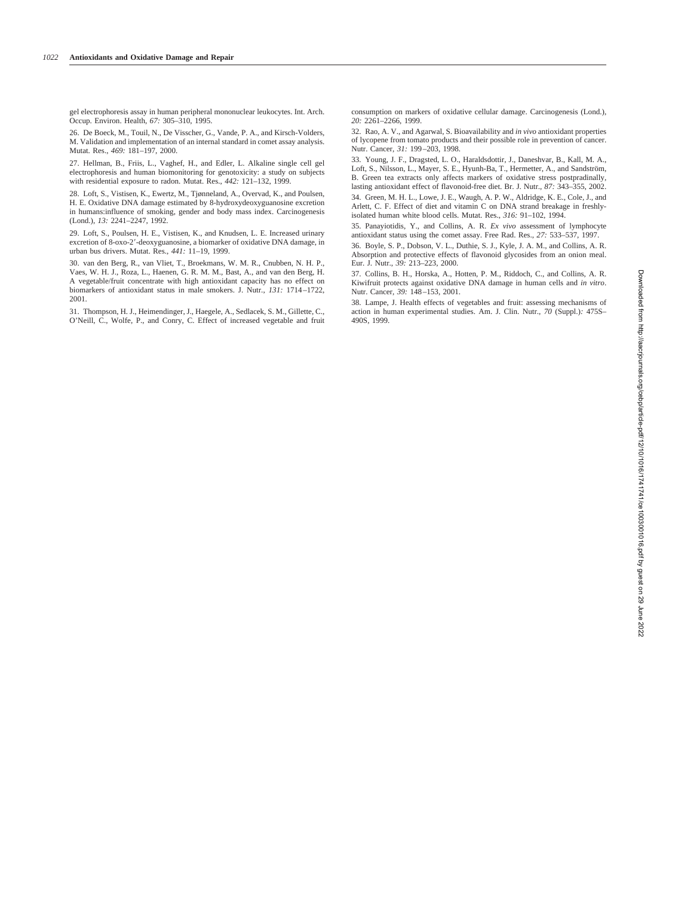gel electrophoresis assay in human peripheral mononuclear leukocytes. Int. Arch. Occup. Environ. Health, *67:* 305–310, 1995.

26. De Boeck, M., Touil, N., De Visscher, G., Vande, P. A., and Kirsch-Volders, M. Validation and implementation of an internal standard in comet assay analysis. Mutat. Res., *469:* 181–197, 2000.

27. Hellman, B., Friis, L., Vaghef, H., and Edler, L. Alkaline single cell gel electrophoresis and human biomonitoring for genotoxicity: a study on subjects with residential exposure to radon. Mutat. Res., *442:* 121–132, 1999.

28. Loft, S., Vistisen, K., Ewertz, M., Tjønneland, A., Overvad, K., and Poulsen, H. E. Oxidative DNA damage estimated by 8-hydroxydeoxyguanosine excretion in humans:influence of smoking, gender and body mass index. Carcinogenesis (Lond.), *13:* 2241–2247, 1992.

29. Loft, S., Poulsen, H. E., Vistisen, K., and Knudsen, L. E. Increased urinary excretion of 8-oxo-2′-deoxyguanosine, a biomarker of oxidative DNA damage, in urban bus drivers. Mutat. Res., *441:* 11–19, 1999.

30. van den Berg, R., van Vliet, T., Broekmans, W. M. R., Cnubben, N. H. P., Vaes, W. H. J., Roza, L., Haenen, G. R. M. M., Bast, A., and van den Berg, H. A vegetable/fruit concentrate with high antioxidant capacity has no effect on biomarkers of antioxidant status in male smokers. J. Nutr., *131:* 1714–1722, 2001.

31. Thompson, H. J., Heimendinger, J., Haegele, A., Sedlacek, S. M., Gillette, C., O'Neill, C., Wolfe, P., and Conry, C. Effect of increased vegetable and fruit consumption on markers of oxidative cellular damage. Carcinogenesis (Lond.), *20:* 2261–2266, 1999.

32. Rao, A. V., and Agarwal, S. Bioavailability and *in vivo* antioxidant properties of lycopene from tomato products and their possible role in prevention of cancer. Nutr. Cancer, *31:* 199–203, 1998.

33. Young, J. F., Dragsted, L. O., Haraldsdottir, J., Daneshvar, B., Kall, M. A., Loft, S., Nilsson, L., Mayer, S. E., Hyunh-Ba, T., Hermetter, A., and Sandström, B. Green tea extracts only affects markers of oxidative stress postpradinally, lasting antioxidant effect of flavonoid-free diet. Br. J. Nutr., *87:* 343–355, 2002.

34. Green, M. H. L., Lowe, J. E., Waugh, A. P. W., Aldridge, K. E., Cole, J., and Arlett, C. F. Effect of diet and vitamin C on DNA strand breakage in freshly-isolated human white blood cells. Mutat. Res., *316:* 91–102, 1994.

35. Panayiotidis, Y., and Collins, A. R. *Ex vivo* assessment of lymphocyte antioxidant status using the comet assay. Free Rad. Res., *27:* 533–537, 1997.

36. Boyle, S. P., Dobson, V. L., Duthie, S. J., Kyle, J. A. M., and Collins, A. R. Absorption and protective effects of flavonoid glycosides from an onion meal. Eur. J. Nutr., *39:* 213–223, 2000.

37. Collins, B. H., Horska, A., Hotten, P. M., Riddoch, C., and Collins, A. R. Kiwifruit protects against oxidative DNA damage in human cells and *in vitro*. Nutr. Cancer, *39:* 148–153, 2001.

38. Lampe, J. Health effects of vegetables and fruit: assessing mechanisms of action in human experimental studies. Am. J. Clin. Nutr., *70* (Suppl.)*:* 475S–490S, 1999.